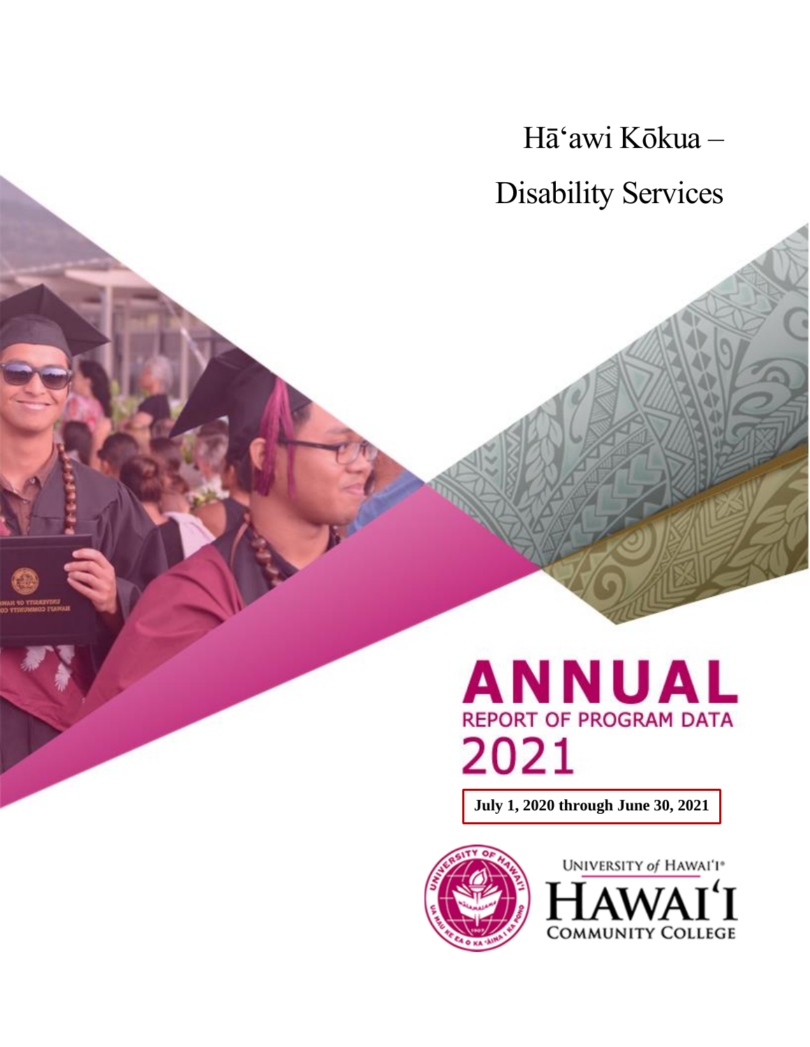# Hāʻawi Kōkua – Disability Services

# ANNUAL REPORT OF PROGRAM DATA 2021

**July 1, 2020 through June 30, 2021**

UNIVERSITY *of* HAWAIʻI®
HAWAIʻI COMMUNITY COLLEGE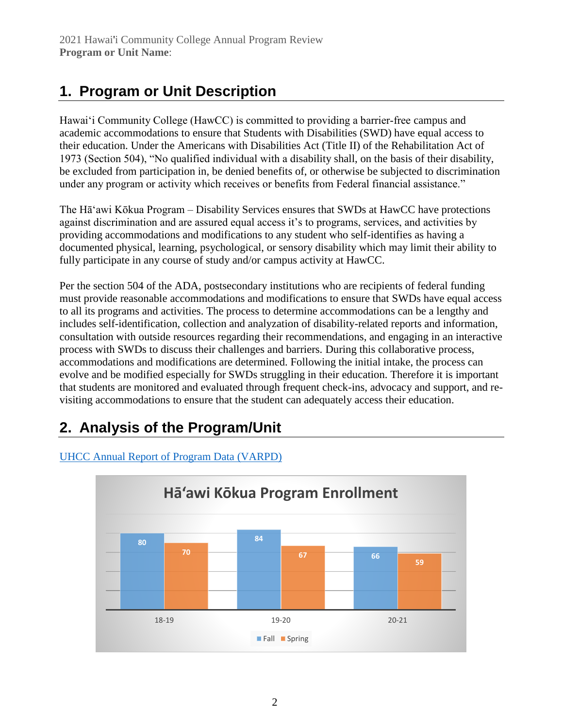# 1. Program or Unit Description

Hawai'i Community College (HawCC) is committed to providing a barrier-free campus and academic accommodations to ensure that Students with Disabilities (SWD) have equal access to their education. Under the Americans with Disabilities Act (Title II) of the Rehabilitation Act of 1973 (Section 504), "No qualified individual with a disability shall, on the basis of their disability, be excluded from participation in, be denied benefits of, or otherwise be subjected to discrimination under any program or activity which receives or benefits from Federal financial assistance."

The Hāʻawi Kōkua Program – Disability Services ensures that SWDs at HawCC have protections against discrimination and are assured equal access it's to programs, services, and activities by providing accommodations and modifications to any student who self-identifies as having a documented physical, learning, psychological, or sensory disability which may limit their ability to fully participate in any course of study and/or campus activity at HawCC.

Per the section 504 of the ADA, postsecondary institutions who are recipients of federal funding must provide reasonable accommodations and modifications to ensure that SWDs have equal access to all its programs and activities. The process to determine accommodations can be a lengthy and includes self-identification, collection and analyzation of disability-related reports and information, consultation with outside resources regarding their recommendations, and engaging in an interactive process with SWDs to discuss their challenges and barriers. During this collaborative process, accommodations and modifications are determined. Following the initial intake, the process can evolve and be modified especially for SWDs struggling in their education. Therefore it is important that students are monitored and evaluated through frequent check-ins, advocacy and support, and re-visiting accommodations to ensure that the student can adequately access their education.

# 2. Analysis of the Program/Unit

UHCC Annual Report of Program Data (VARPD)

**Hāʻawi Kōkua Program Enrollment**

| | Fall | Spring |
|---|---|---|
| 18-19 | 80 | 70 |
| 19-20 | 84 | 67 |
| 20-21 | 66 | 59 |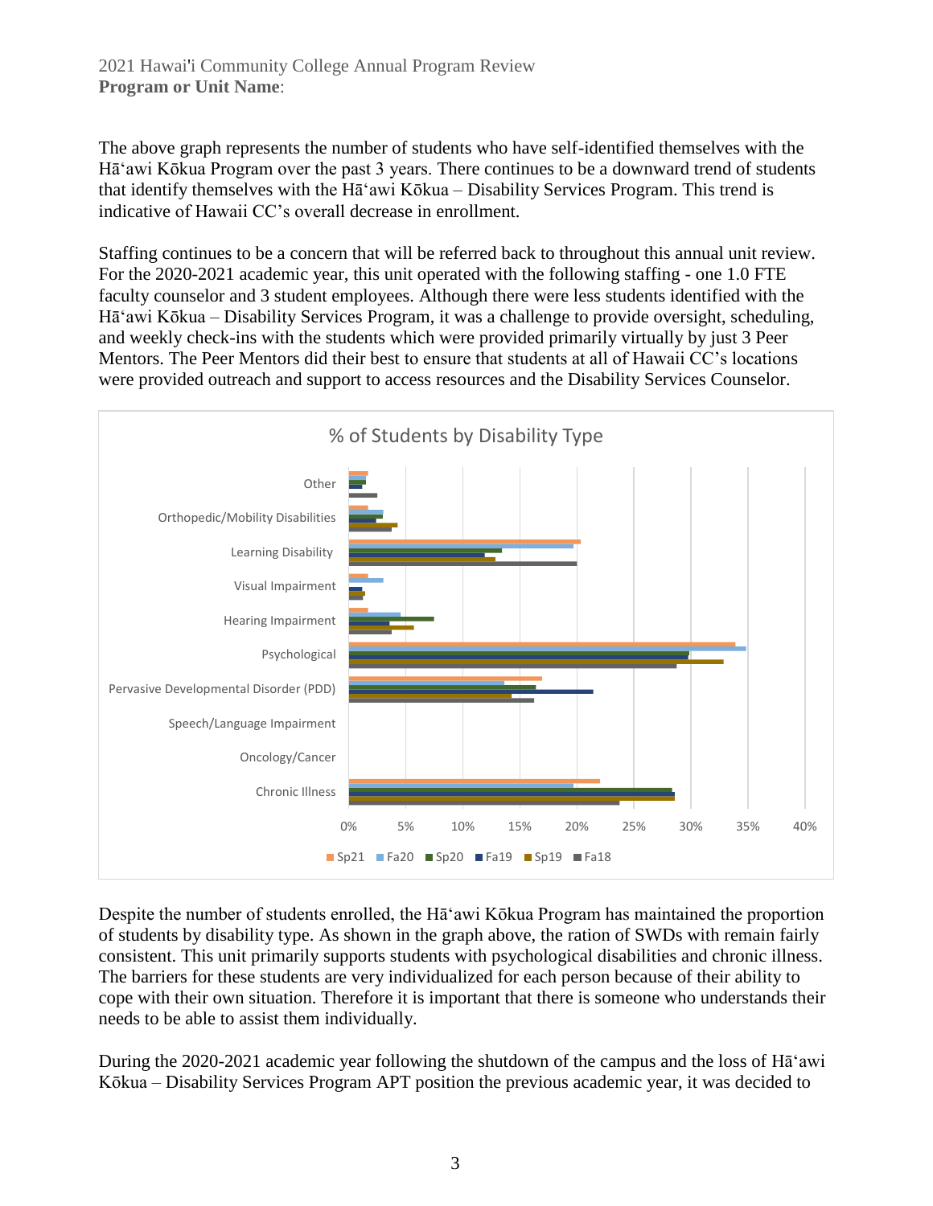The above graph represents the number of students who have self-identified themselves with the Hāʻawi Kōkua Program over the past 3 years. There continues to be a downward trend of students that identify themselves with the Hāʻawi Kōkua – Disability Services Program. This trend is indicative of Hawaii CC's overall decrease in enrollment.

Staffing continues to be a concern that will be referred back to throughout this annual unit review. For the 2020-2021 academic year, this unit operated with the following staffing - one 1.0 FTE faculty counselor and 3 student employees. Although there were less students identified with the Hāʻawi Kōkua – Disability Services Program, it was a challenge to provide oversight, scheduling, and weekly check-ins with the students which were provided primarily virtually by just 3 Peer Mentors. The Peer Mentors did their best to ensure that students at all of Hawaii CC's locations were provided outreach and support to access resources and the Disability Services Counselor.

% of Students by Disability Type

Despite the number of students enrolled, the Hāʻawi Kōkua Program has maintained the proportion of students by disability type. As shown in the graph above, the ration of SWDs with remain fairly consistent. This unit primarily supports students with psychological disabilities and chronic illness. The barriers for these students are very individualized for each person because of their ability to cope with their own situation. Therefore it is important that there is someone who understands their needs to be able to assist them individually.

During the 2020-2021 academic year following the shutdown of the campus and the loss of Hāʻawi Kōkua – Disability Services Program APT position the previous academic year, it was decided to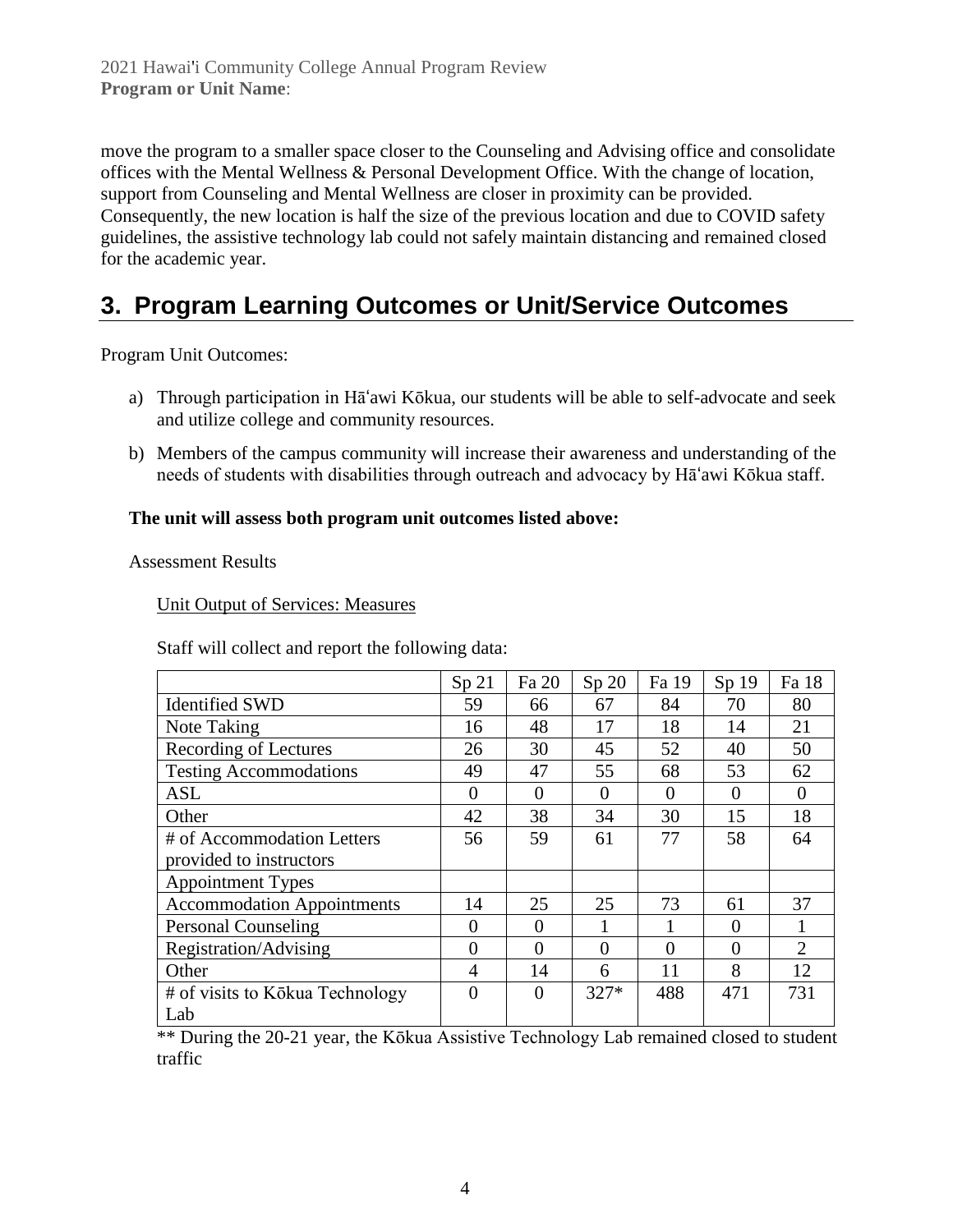move the program to a smaller space closer to the Counseling and Advising office and consolidate offices with the Mental Wellness & Personal Development Office. With the change of location, support from Counseling and Mental Wellness are closer in proximity can be provided. Consequently, the new location is half the size of the previous location and due to COVID safety guidelines, the assistive technology lab could not safely maintain distancing and remained closed for the academic year.

# 3. Program Learning Outcomes or Unit/Service Outcomes

Program Unit Outcomes:

a) Through participation in Hāʻawi Kōkua, our students will be able to self-advocate and seek and utilize college and community resources.

b) Members of the campus community will increase their awareness and understanding of the needs of students with disabilities through outreach and advocacy by Hāʻawi Kōkua staff.

**The unit will assess both program unit outcomes listed above:**

Assessment Results

Unit Output of Services: Measures

Staff will collect and report the following data:

| | Sp 21 | Fa 20 | Sp 20 | Fa 19 | Sp 19 | Fa 18 |
|---|---|---|---|---|---|---|
| Identified SWD | 59 | 66 | 67 | 84 | 70 | 80 |
| Note Taking | 16 | 48 | 17 | 18 | 14 | 21 |
| Recording of Lectures | 26 | 30 | 45 | 52 | 40 | 50 |
| Testing Accommodations | 49 | 47 | 55 | 68 | 53 | 62 |
| ASL | 0 | 0 | 0 | 0 | 0 | 0 |
| Other | 42 | 38 | 34 | 30 | 15 | 18 |
| # of Accommodation Letters provided to instructors | 56 | 59 | 61 | 77 | 58 | 64 |
| Appointment Types | | | | | | |
| Accommodation Appointments | 14 | 25 | 25 | 73 | 61 | 37 |
| Personal Counseling | 0 | 0 | 1 | 1 | 0 | 1 |
| Registration/Advising | 0 | 0 | 0 | 0 | 0 | 2 |
| Other | 4 | 14 | 6 | 11 | 8 | 12 |
| # of visits to Kōkua Technology Lab | 0 | 0 | 327* | 488 | 471 | 731 |

** During the 20-21 year, the Kōkua Assistive Technology Lab remained closed to student traffic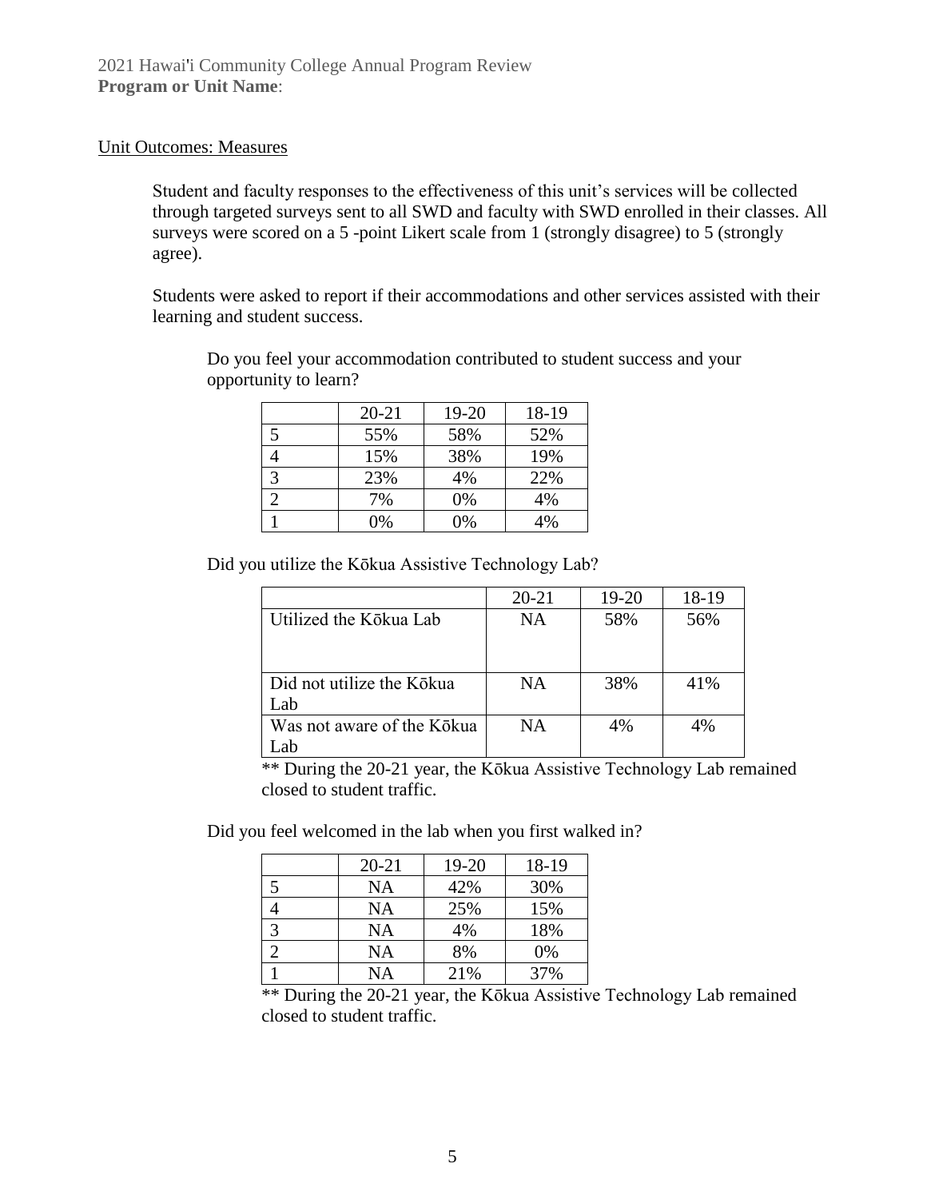Unit Outcomes: Measures

Student and faculty responses to the effectiveness of this unit's services will be collected through targeted surveys sent to all SWD and faculty with SWD enrolled in their classes. All surveys were scored on a 5 -point Likert scale from 1 (strongly disagree) to 5 (strongly agree).

Students were asked to report if their accommodations and other services assisted with their learning and student success.

Do you feel your accommodation contributed to student success and your opportunity to learn?

| | 20-21 | 19-20 | 18-19 |
|---|---|---|---|
| 5 | 55% | 58% | 52% |
| 4 | 15% | 38% | 19% |
| 3 | 23% | 4% | 22% |
| 2 | 7% | 0% | 4% |
| 1 | 0% | 0% | 4% |

Did you utilize the Kōkua Assistive Technology Lab?

| | 20-21 | 19-20 | 18-19 |
|---|---|---|---|
| Utilized the Kōkua Lab | NA | 58% | 56% |
| Did not utilize the Kōkua Lab | NA | 38% | 41% |
| Was not aware of the Kōkua Lab | NA | 4% | 4% |

** During the 20-21 year, the Kōkua Assistive Technology Lab remained closed to student traffic.

Did you feel welcomed in the lab when you first walked in?

| | 20-21 | 19-20 | 18-19 |
|---|---|---|---|
| 5 | NA | 42% | 30% |
| 4 | NA | 25% | 15% |
| 3 | NA | 4% | 18% |
| 2 | NA | 8% | 0% |
| 1 | NA | 21% | 37% |

** During the 20-21 year, the Kōkua Assistive Technology Lab remained closed to student traffic.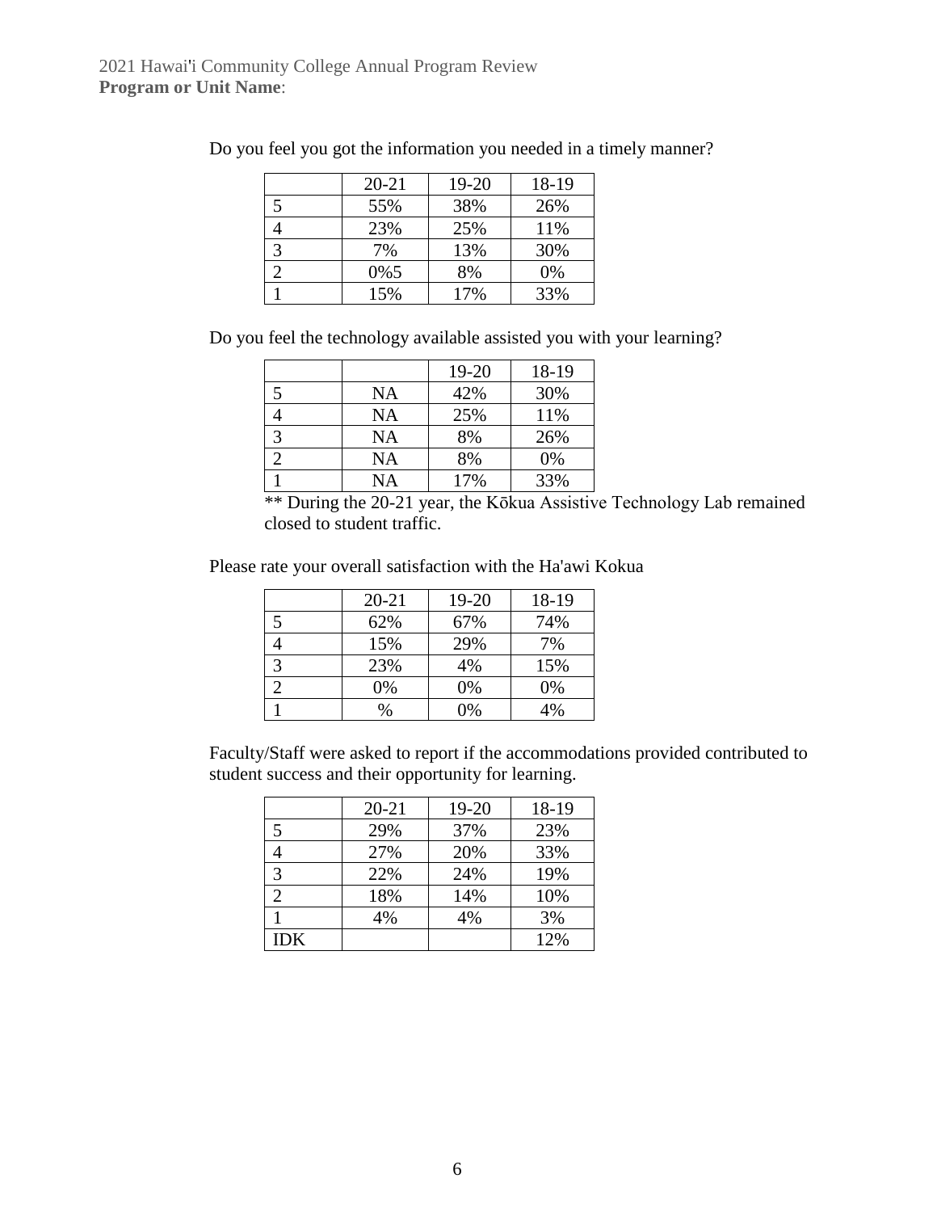Do you feel you got the information you needed in a timely manner?

| | 20-21 | 19-20 | 18-19 |
|---|---|---|---|
| 5 | 55% | 38% | 26% |
| 4 | 23% | 25% | 11% |
| 3 | 7% | 13% | 30% |
| 2 | 0%5 | 8% | 0% |
| 1 | 15% | 17% | 33% |

Do you feel the technology available assisted you with your learning?

| | | 19-20 | 18-19 |
|---|---|---|---|
| 5 | NA | 42% | 30% |
| 4 | NA | 25% | 11% |
| 3 | NA | 8% | 26% |
| 2 | NA | 8% | 0% |
| 1 | NA | 17% | 33% |

** During the 20-21 year, the Kōkua Assistive Technology Lab remained closed to student traffic.

Please rate your overall satisfaction with the Ha'awi Kokua

| | 20-21 | 19-20 | 18-19 |
|---|---|---|---|
| 5 | 62% | 67% | 74% |
| 4 | 15% | 29% | 7% |
| 3 | 23% | 4% | 15% |
| 2 | 0% | 0% | 0% |
| 1 | % | 0% | 4% |

Faculty/Staff were asked to report if the accommodations provided contributed to student success and their opportunity for learning.

| | 20-21 | 19-20 | 18-19 |
|---|---|---|---|
| 5 | 29% | 37% | 23% |
| 4 | 27% | 20% | 33% |
| 3 | 22% | 24% | 19% |
| 2 | 18% | 14% | 10% |
| 1 | 4% | 4% | 3% |
| IDK | | | 12% |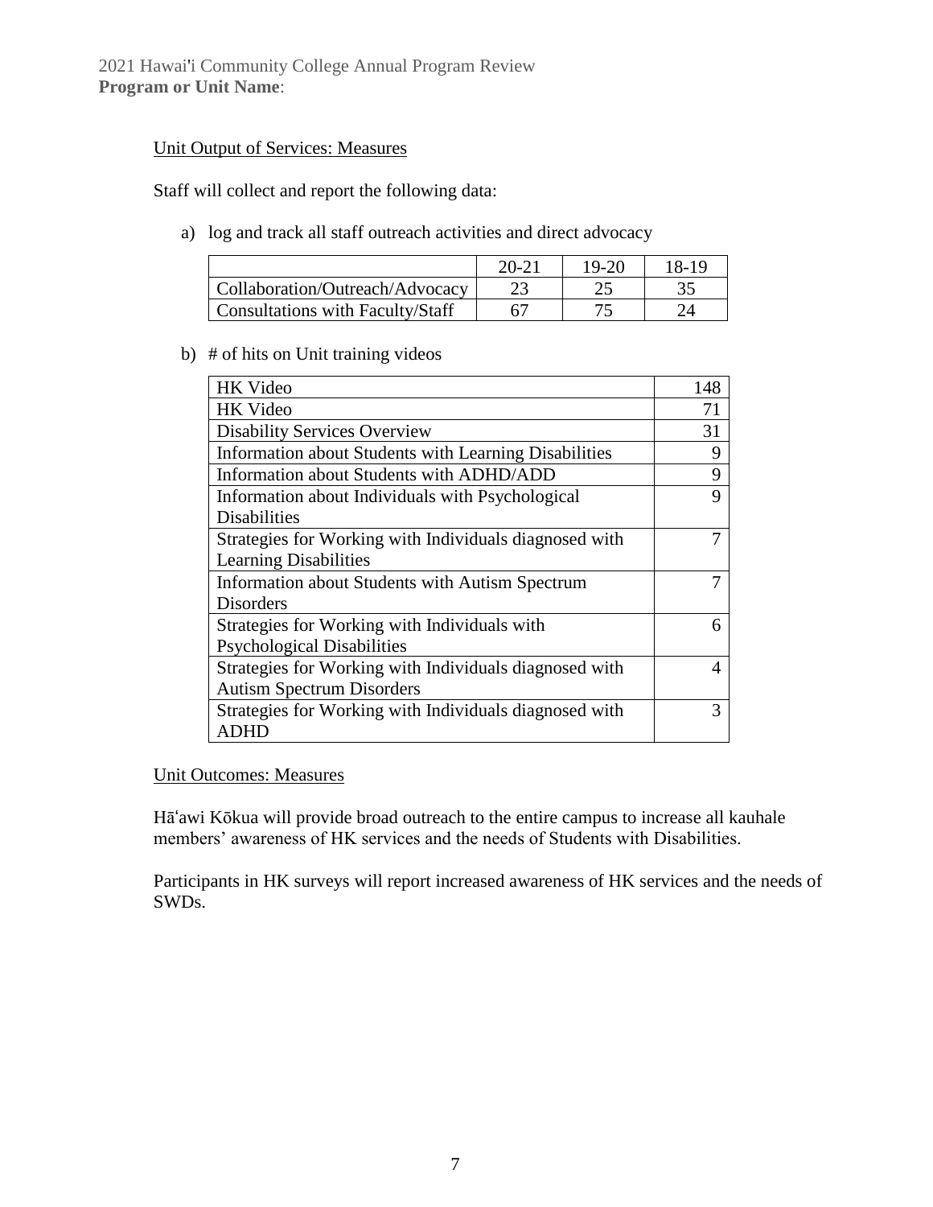Unit Output of Services: Measures

Staff will collect and report the following data:

a) log and track all staff outreach activities and direct advocacy

| | 20-21 | 19-20 | 18-19 |
|---|---|---|---|
| Collaboration/Outreach/Advocacy | 23 | 25 | 35 |
| Consultations with Faculty/Staff | 67 | 75 | 24 |

b) # of hits on Unit training videos

| | |
|---|---|
| HK Video | 148 |
| HK Video | 71 |
| Disability Services Overview | 31 |
| Information about Students with Learning Disabilities | 9 |
| Information about Students with ADHD/ADD | 9 |
| Information about Individuals with Psychological Disabilities | 9 |
| Strategies for Working with Individuals diagnosed with Learning Disabilities | 7 |
| Information about Students with Autism Spectrum Disorders | 7 |
| Strategies for Working with Individuals with Psychological Disabilities | 6 |
| Strategies for Working with Individuals diagnosed with Autism Spectrum Disorders | 4 |
| Strategies for Working with Individuals diagnosed with ADHD | 3 |

Unit Outcomes: Measures

Hāʻawi Kōkua will provide broad outreach to the entire campus to increase all kauhale members' awareness of HK services and the needs of Students with Disabilities.

Participants in HK surveys will report increased awareness of HK services and the needs of SWDs.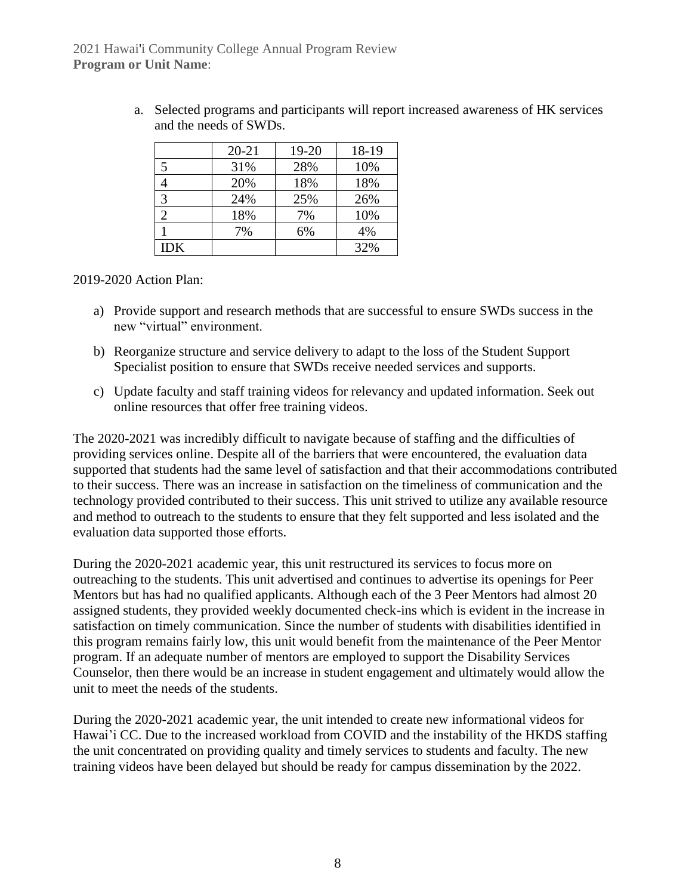a. Selected programs and participants will report increased awareness of HK services and the needs of SWDs.

| | 20-21 | 19-20 | 18-19 |
|---|---|---|---|
| 5 | 31% | 28% | 10% |
| 4 | 20% | 18% | 18% |
| 3 | 24% | 25% | 26% |
| 2 | 18% | 7% | 10% |
| 1 | 7% | 6% | 4% |
| IDK | | | 32% |

2019-2020 Action Plan:

a) Provide support and research methods that are successful to ensure SWDs success in the new "virtual" environment.

b) Reorganize structure and service delivery to adapt to the loss of the Student Support Specialist position to ensure that SWDs receive needed services and supports.

c) Update faculty and staff training videos for relevancy and updated information. Seek out online resources that offer free training videos.

The 2020-2021 was incredibly difficult to navigate because of staffing and the difficulties of providing services online. Despite all of the barriers that were encountered, the evaluation data supported that students had the same level of satisfaction and that their accommodations contributed to their success. There was an increase in satisfaction on the timeliness of communication and the technology provided contributed to their success. This unit strived to utilize any available resource and method to outreach to the students to ensure that they felt supported and less isolated and the evaluation data supported those efforts.

During the 2020-2021 academic year, this unit restructured its services to focus more on outreaching to the students. This unit advertised and continues to advertise its openings for Peer Mentors but has had no qualified applicants. Although each of the 3 Peer Mentors had almost 20 assigned students, they provided weekly documented check-ins which is evident in the increase in satisfaction on timely communication. Since the number of students with disabilities identified in this program remains fairly low, this unit would benefit from the maintenance of the Peer Mentor program. If an adequate number of mentors are employed to support the Disability Services Counselor, then there would be an increase in student engagement and ultimately would allow the unit to meet the needs of the students.

During the 2020-2021 academic year, the unit intended to create new informational videos for Hawai'i CC. Due to the increased workload from COVID and the instability of the HKDS staffing the unit concentrated on providing quality and timely services to students and faculty. The new training videos have been delayed but should be ready for campus dissemination by the 2022.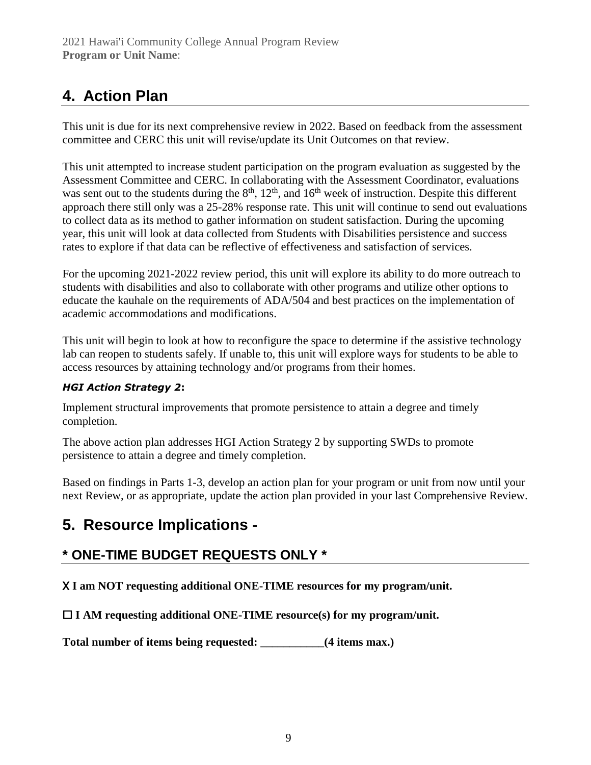## 4. Action Plan

This unit is due for its next comprehensive review in 2022. Based on feedback from the assessment committee and CERC this unit will revise/update its Unit Outcomes on that review.

This unit attempted to increase student participation on the program evaluation as suggested by the Assessment Committee and CERC. In collaborating with the Assessment Coordinator, evaluations was sent out to the students during the 8th, 12th, and 16th week of instruction. Despite this different approach there still only was a 25-28% response rate. This unit will continue to send out evaluations to collect data as its method to gather information on student satisfaction. During the upcoming year, this unit will look at data collected from Students with Disabilities persistence and success rates to explore if that data can be reflective of effectiveness and satisfaction of services.

For the upcoming 2021-2022 review period, this unit will explore its ability to do more outreach to students with disabilities and also to collaborate with other programs and utilize other options to educate the kauhale on the requirements of ADA/504 and best practices on the implementation of academic accommodations and modifications.

This unit will begin to look at how to reconfigure the space to determine if the assistive technology lab can reopen to students safely. If unable to, this unit will explore ways for students to be able to access resources by attaining technology and/or programs from their homes.

***HGI Action Strategy 2*:**

Implement structural improvements that promote persistence to attain a degree and timely completion.

The above action plan addresses HGI Action Strategy 2 by supporting SWDs to promote persistence to attain a degree and timely completion.

Based on findings in Parts 1-3, develop an action plan for your program or unit from now until your next Review, or as appropriate, update the action plan provided in your last Comprehensive Review.

## 5. Resource Implications -

### * ONE-TIME BUDGET REQUESTS ONLY *

**X I am NOT requesting additional ONE-TIME resources for my program/unit.**

**☐ I AM requesting additional ONE-TIME resource(s) for my program/unit.**

**Total number of items being requested: ___________(4 items max.)**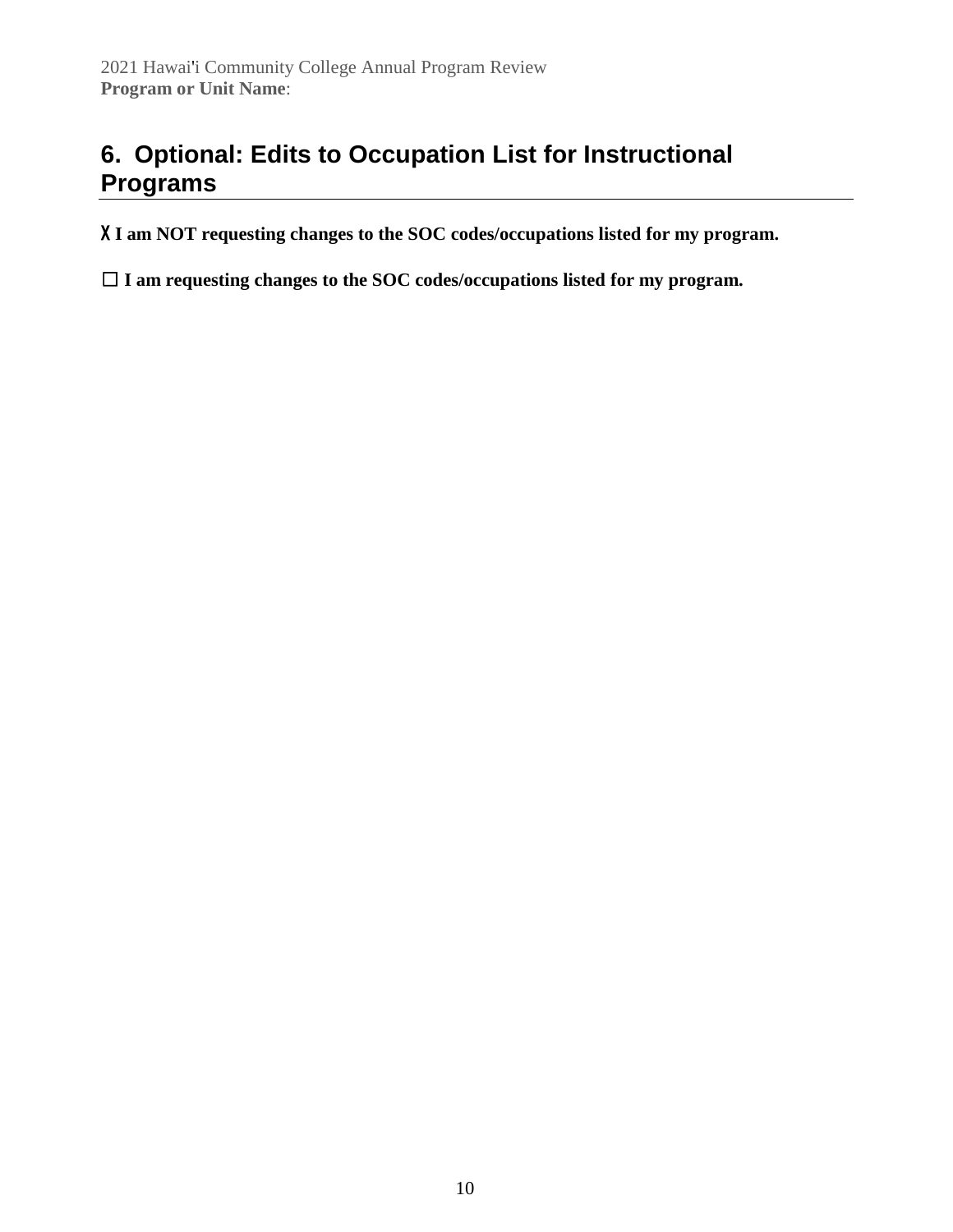2021 Hawaiʻi Community College Annual Program Review
**Program or Unit Name**:

## 6. Optional: Edits to Occupation List for Instructional Programs

X **I am NOT requesting changes to the SOC codes/occupations listed for my program.**

☐ **I am requesting changes to the SOC codes/occupations listed for my program.**